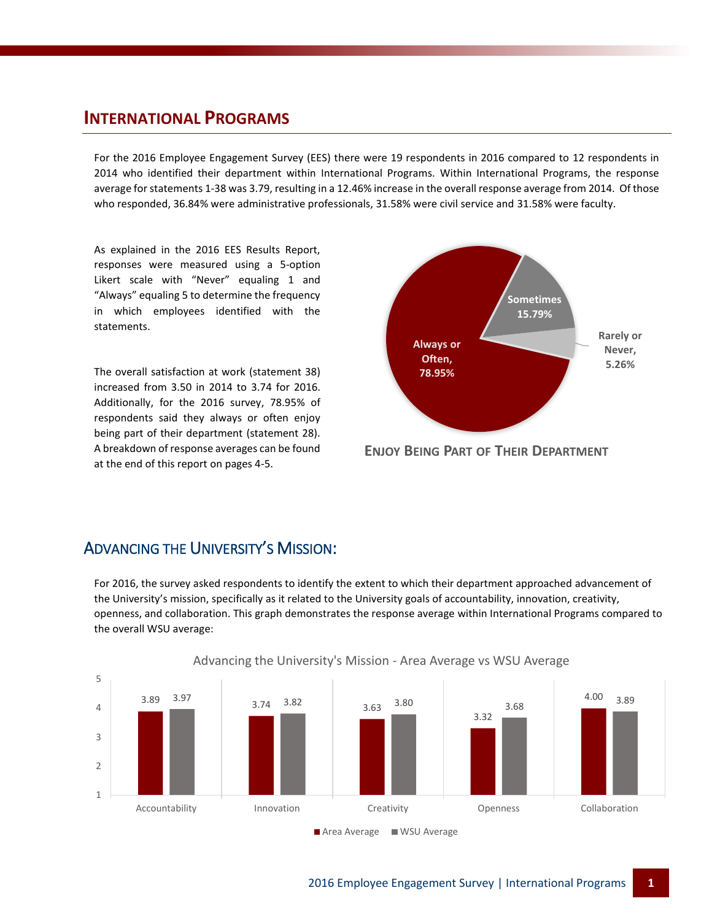## International Programs

For the 2016 Employee Engagement Survey (EES) there were 19 respondents in 2016 compared to 12 respondents in 2014 who identified their department within International Programs. Within International Programs, the response average for statements 1-38 was 3.79, resulting in a 12.46% increase in the overall response average from 2014. Of those who responded, 36.84% were administrative professionals, 31.58% were civil service and 31.58% were faculty.

As explained in the 2016 EES Results Report, responses were measured using a 5-option Likert scale with "Never" equaling 1 and "Always" equaling 5 to determine the frequency in which employees identified with the statements.

The overall satisfaction at work (statement 38) increased from 3.50 in 2014 to 3.74 for 2016. Additionally, for the 2016 survey, 78.95% of respondents said they always or often enjoy being part of their department (statement 28). A breakdown of response averages can be found at the end of this report on pages 4-5.

| Response | Percentage |
|---|---|
| Always or Often | 78.95% |
| Sometimes | 15.79% |
| Rarely or Never | 5.26% |

**Enjoy Being Part of Their Department**

## Advancing the University's Mission:

For 2016, the survey asked respondents to identify the extent to which their department approached advancement of the University's mission, specifically as it related to the University goals of accountability, innovation, creativity, openness, and collaboration. This graph demonstrates the response average within International Programs compared to the overall WSU average:

**Advancing the University's Mission - Area Average vs WSU Average**

| | Area Average | WSU Average |
|---|---|---|
| Accountability | 3.89 | 3.97 |
| Innovation | 3.74 | 3.82 |
| Creativity | 3.63 | 3.80 |
| Openness | 3.32 | 3.68 |
| Collaboration | 4.00 | 3.89 |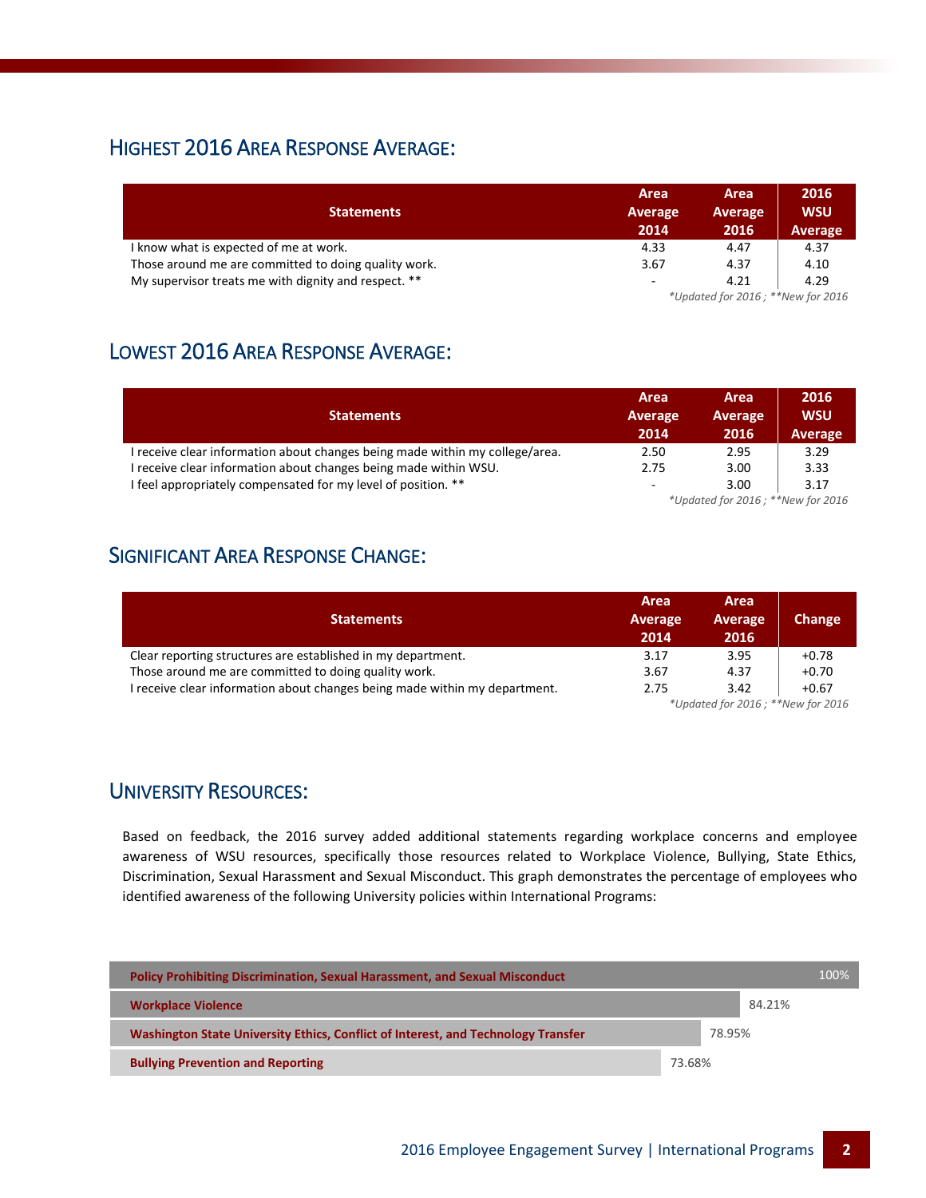## Highest 2016 Area Response Average:

| Statements | Area Average 2014 | Area Average 2016 | 2016 WSU Average |
|---|---|---|---|
| I know what is expected of me at work. | 4.33 | 4.47 | 4.37 |
| Those around me are committed to doing quality work. | 3.67 | 4.37 | 4.10 |
| My supervisor treats me with dignity and respect. ** | - | 4.21 | 4.29 |

*\*Updated for 2016 ; \*\*New for 2016*

## Lowest 2016 Area Response Average:

| Statements | Area Average 2014 | Area Average 2016 | 2016 WSU Average |
|---|---|---|---|
| I receive clear information about changes being made within my college/area. | 2.50 | 2.95 | 3.29 |
| I receive clear information about changes being made within WSU. | 2.75 | 3.00 | 3.33 |
| I feel appropriately compensated for my level of position. ** | - | 3.00 | 3.17 |

*\*Updated for 2016 ; \*\*New for 2016*

## Significant Area Response Change:

| Statements | Area Average 2014 | Area Average 2016 | Change |
|---|---|---|---|
| Clear reporting structures are established in my department. | 3.17 | 3.95 | +0.78 |
| Those around me are committed to doing quality work. | 3.67 | 4.37 | +0.70 |
| I receive clear information about changes being made within my department. | 2.75 | 3.42 | +0.67 |

*\*Updated for 2016 ; \*\*New for 2016*

## University Resources:

Based on feedback, the 2016 survey added additional statements regarding workplace concerns and employee awareness of WSU resources, specifically those resources related to Workplace Violence, Bullying, State Ethics, Discrimination, Sexual Harassment and Sexual Misconduct. This graph demonstrates the percentage of employees who identified awareness of the following University policies within International Programs:

| Policy | Awareness |
|---|---|
| **Policy Prohibiting Discrimination, Sexual Harassment, and Sexual Misconduct** | 100% |
| **Workplace Violence** | 84.21% |
| **Washington State University Ethics, Conflict of Interest, and Technology Transfer** | 78.95% |
| **Bullying Prevention and Reporting** | 73.68% |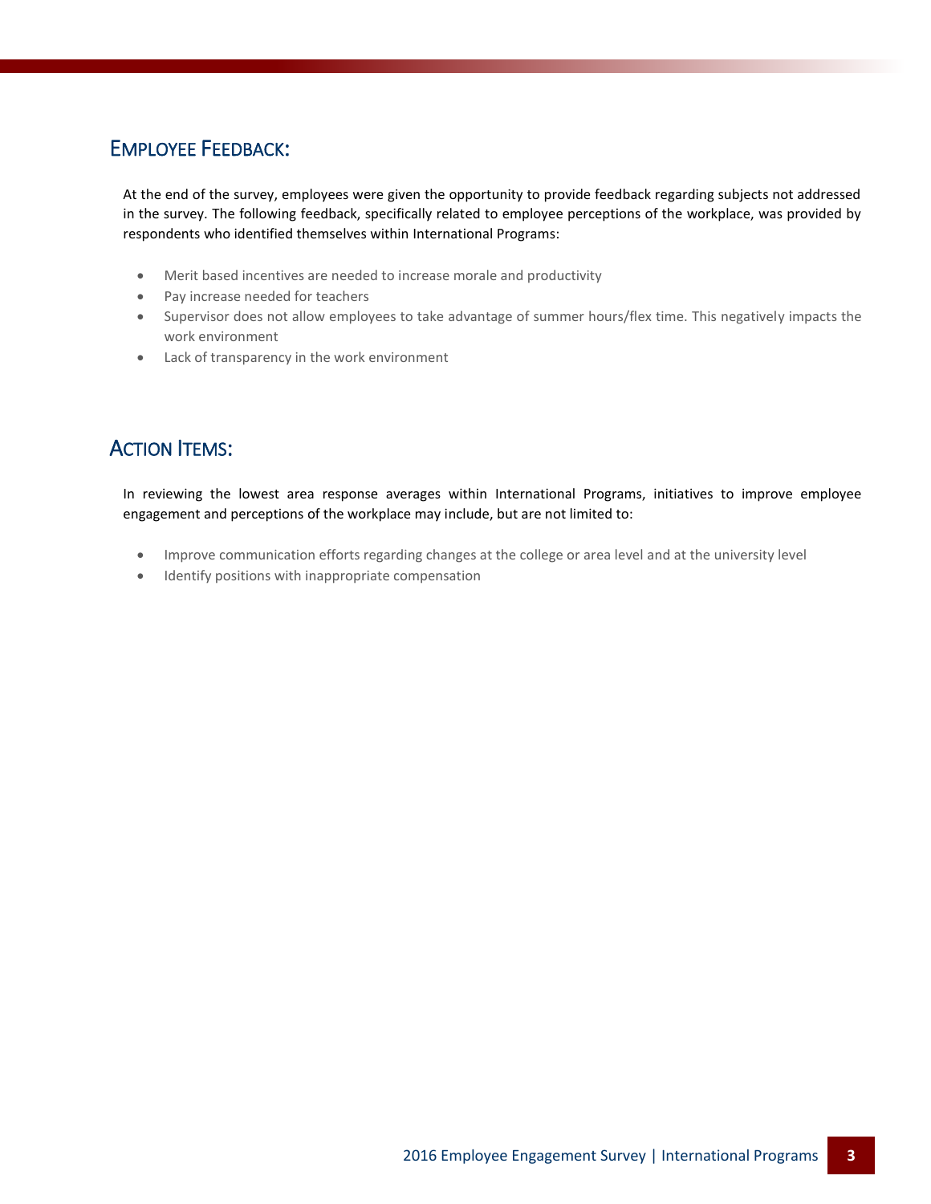## Employee Feedback:

At the end of the survey, employees were given the opportunity to provide feedback regarding subjects not addressed in the survey. The following feedback, specifically related to employee perceptions of the workplace, was provided by respondents who identified themselves within International Programs:

- Merit based incentives are needed to increase morale and productivity
- Pay increase needed for teachers
- Supervisor does not allow employees to take advantage of summer hours/flex time. This negatively impacts the work environment
- Lack of transparency in the work environment

## Action Items:

In reviewing the lowest area response averages within International Programs, initiatives to improve employee engagement and perceptions of the workplace may include, but are not limited to:

- Improve communication efforts regarding changes at the college or area level and at the university level
- Identify positions with inappropriate compensation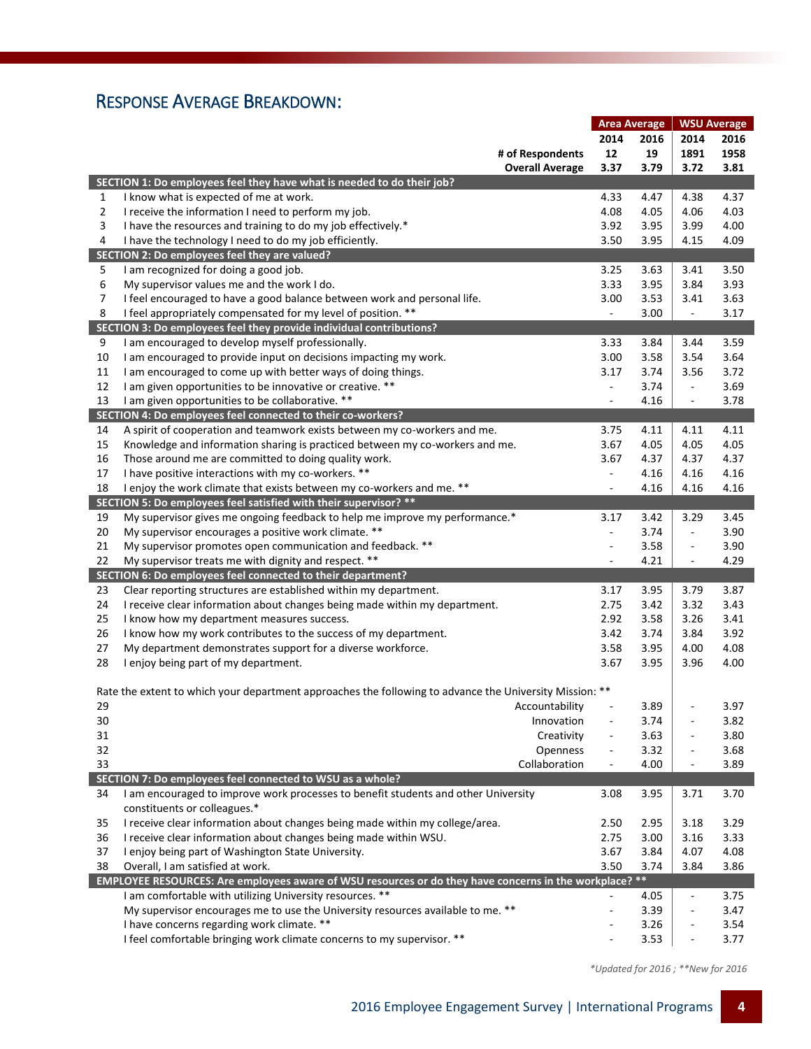## Response Average Breakdown:

| # | | Area Average 2014 | Area Average 2016 | WSU Average 2014 | WSU Average 2016 |
|---|---|---|---|---|---|
| | # of Respondents | 12 | 19 | 1891 | 1958 |
| | Overall Average | 3.37 | 3.79 | 3.72 | 3.81 |
| **SECTION 1: Do employees feel they have what is needed to do their job?** | | | | | |
| 1 | I know what is expected of me at work. | 4.33 | 4.47 | 4.38 | 4.37 |
| 2 | I receive the information I need to perform my job. | 4.08 | 4.05 | 4.06 | 4.03 |
| 3 | I have the resources and training to do my job effectively.* | 3.92 | 3.95 | 3.99 | 4.00 |
| 4 | I have the technology I need to do my job efficiently. | 3.50 | 3.95 | 4.15 | 4.09 |
| **SECTION 2: Do employees feel they are valued?** | | | | | |
| 5 | I am recognized for doing a good job. | 3.25 | 3.63 | 3.41 | 3.50 |
| 6 | My supervisor values me and the work I do. | 3.33 | 3.95 | 3.84 | 3.93 |
| 7 | I feel encouraged to have a good balance between work and personal life. | 3.00 | 3.53 | 3.41 | 3.63 |
| 8 | I feel appropriately compensated for my level of position. ** | - | 3.00 | - | 3.17 |
| **SECTION 3: Do employees feel they provide individual contributions?** | | | | | |
| 9 | I am encouraged to develop myself professionally. | 3.33 | 3.84 | 3.44 | 3.59 |
| 10 | I am encouraged to provide input on decisions impacting my work. | 3.00 | 3.58 | 3.54 | 3.64 |
| 11 | I am encouraged to come up with better ways of doing things. | 3.17 | 3.74 | 3.56 | 3.72 |
| 12 | I am given opportunities to be innovative or creative. ** | - | 3.74 | - | 3.69 |
| 13 | I am given opportunities to be collaborative. ** | - | 4.16 | - | 3.78 |
| **SECTION 4: Do employees feel connected to their co-workers?** | | | | | |
| 14 | A spirit of cooperation and teamwork exists between my co-workers and me. | 3.75 | 4.11 | 4.11 | 4.11 |
| 15 | Knowledge and information sharing is practiced between my co-workers and me. | 3.67 | 4.05 | 4.05 | 4.05 |
| 16 | Those around me are committed to doing quality work. | 3.67 | 4.37 | 4.37 | 4.37 |
| 17 | I have positive interactions with my co-workers. ** | - | 4.16 | 4.16 | 4.16 |
| 18 | I enjoy the work climate that exists between my co-workers and me. ** | - | 4.16 | 4.16 | 4.16 |
| **SECTION 5: Do employees feel satisfied with their supervisor? \*\*** | | | | | |
| 19 | My supervisor gives me ongoing feedback to help me improve my performance.* | 3.17 | 3.42 | 3.29 | 3.45 |
| 20 | My supervisor encourages a positive work climate. ** | - | 3.74 | - | 3.90 |
| 21 | My supervisor promotes open communication and feedback. ** | - | 3.58 | - | 3.90 |
| 22 | My supervisor treats me with dignity and respect. ** | - | 4.21 | - | 4.29 |
| **SECTION 6: Do employees feel connected to their department?** | | | | | |
| 23 | Clear reporting structures are established within my department. | 3.17 | 3.95 | 3.79 | 3.87 |
| 24 | I receive clear information about changes being made within my department. | 2.75 | 3.42 | 3.32 | 3.43 |
| 25 | I know how my department measures success. | 2.92 | 3.58 | 3.26 | 3.41 |
| 26 | I know how my work contributes to the success of my department. | 3.42 | 3.74 | 3.84 | 3.92 |
| 27 | My department demonstrates support for a diverse workforce. | 3.58 | 3.95 | 4.00 | 4.08 |
| 28 | I enjoy being part of my department. | 3.67 | 3.95 | 3.96 | 4.00 |
| | Rate the extent to which your department approaches the following to advance the University Mission: ** | | | | |
| 29 | Accountability | - | 3.89 | - | 3.97 |
| 30 | Innovation | - | 3.74 | - | 3.82 |
| 31 | Creativity | - | 3.63 | - | 3.80 |
| 32 | Openness | - | 3.32 | - | 3.68 |
| 33 | Collaboration | - | 4.00 | - | 3.89 |
| **SECTION 7: Do employees feel connected to WSU as a whole?** | | | | | |
| 34 | I am encouraged to improve work processes to benefit students and other University constituents or colleagues.* | 3.08 | 3.95 | 3.71 | 3.70 |
| 35 | I receive clear information about changes being made within my college/area. | 2.50 | 2.95 | 3.18 | 3.29 |
| 36 | I receive clear information about changes being made within WSU. | 2.75 | 3.00 | 3.16 | 3.33 |
| 37 | I enjoy being part of Washington State University. | 3.67 | 3.84 | 4.07 | 4.08 |
| 38 | Overall, I am satisfied at work. | 3.50 | 3.74 | 3.84 | 3.86 |
| **EMPLOYEE RESOURCES: Are employees aware of WSU resources or do they have concerns in the workplace? \*\*** | | | | | |
| | I am comfortable with utilizing University resources. ** | - | 4.05 | - | 3.75 |
| | My supervisor encourages me to use the University resources available to me. ** | - | 3.39 | - | 3.47 |
| | I have concerns regarding work climate. ** | - | 3.26 | - | 3.54 |
| | I feel comfortable bringing work climate concerns to my supervisor. ** | - | 3.53 | - | 3.77 |

*\*Updated for 2016 ; \*\*New for 2016*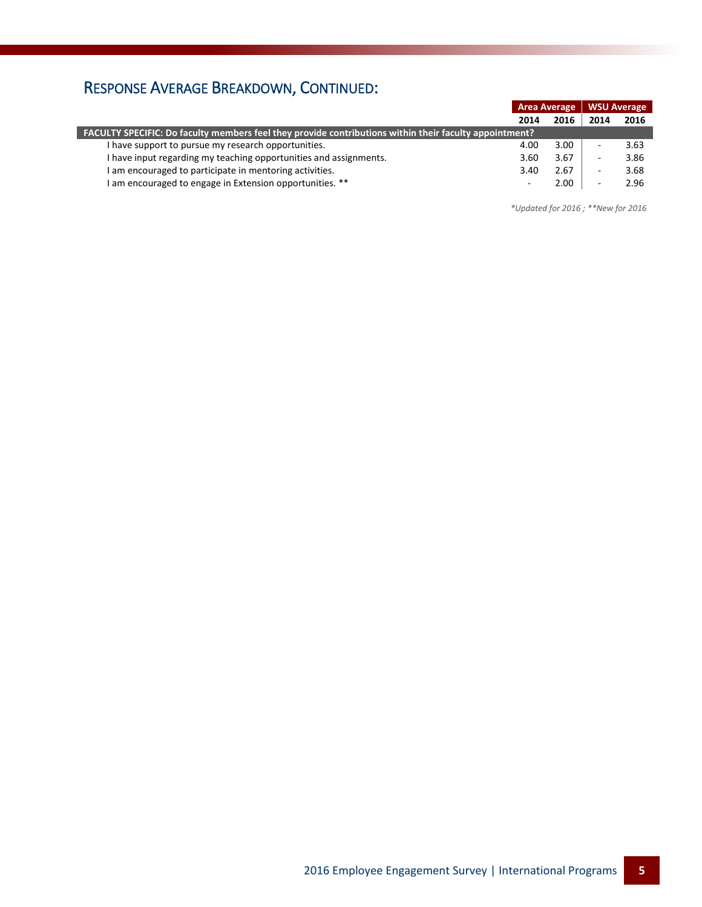## Response Average Breakdown, Continued:

| | Area Average | | WSU Average | |
|---|---|---|---|---|
| | 2014 | 2016 | 2014 | 2016 |
| **FACULTY SPECIFIC: Do faculty members feel they provide contributions within their faculty appointment?** | | | | |
| I have support to pursue my research opportunities. | 4.00 | 3.00 | - | 3.63 |
| I have input regarding my teaching opportunities and assignments. | 3.60 | 3.67 | - | 3.86 |
| I am encouraged to participate in mentoring activities. | 3.40 | 2.67 | - | 3.68 |
| I am encouraged to engage in Extension opportunities. ** | - | 2.00 | - | 2.96 |

*\*Updated for 2016 ; \*\*New for 2016*